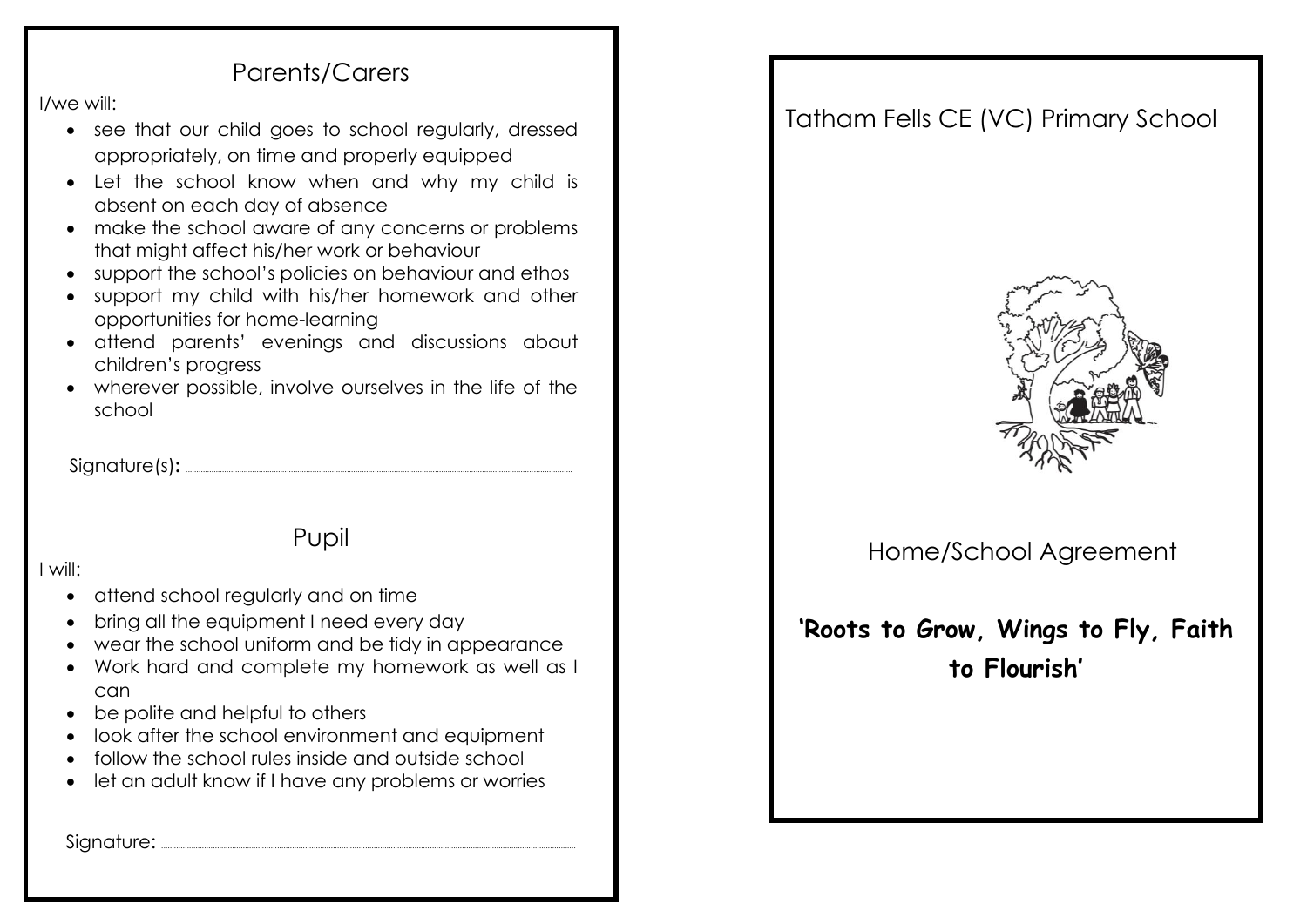## Parents/Carers

I/we will:

- see that our child goes to school regularly, dressed appropriately, on time and properly equipped
- Let the school know when and why my child is absent on each day of absence
- make the school aware of any concerns or problems that might affect his/her work or behaviour
- support the school's policies on behaviour and ethos
- support my child with his/her homework and other opportunities for home-learning
- attend parents' evenings and discussions about children's progress
- wherever possible, involve ourselves in the life of the school

Signature(s): ............................................................

## Pupil

I will:

- attend school regularly and on time
- bring all the equipment I need every day
- wear the school uniform and be tidy in appearance
- Work hard and complete my homework as well as I can
- be polite and helpful to others
- look after the school environment and equipment
- follow the school rules inside and outside school
- let an adult know if I have any problems or worries

Signature: ............................................................

# Tatham Fells CE (VC) Primary School

## Home/School Agreement

**'Roots to Grow, Wings to Fly, Faith to Flourish'**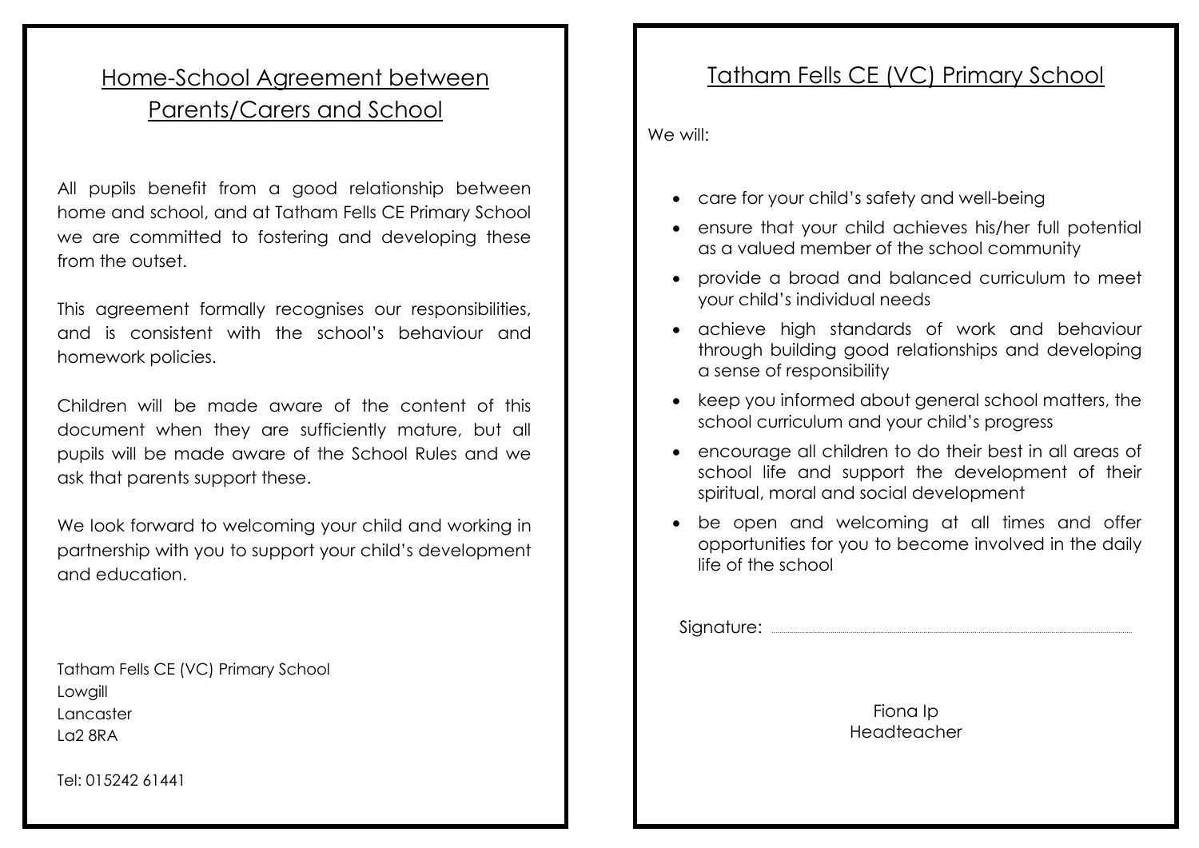# Home-School Agreement between Parents/Carers and School

All pupils benefit from a good relationship between home and school, and at Tatham Fells CE Primary School we are committed to fostering and developing these from the outset.

This agreement formally recognises our responsibilities, and is consistent with the school's behaviour and homework policies.

Children will be made aware of the content of this document when they are sufficiently mature, but all pupils will be made aware of the School Rules and we ask that parents support these.

We look forward to welcoming your child and working in partnership with you to support your child's development and education.

Tatham Fells CE (VC) Primary School
Lowgill
Lancaster
La2 8RA

Tel: 015242 61441

# Tatham Fells CE (VC) Primary School

We will:

- care for your child's safety and well-being
- ensure that your child achieves his/her full potential as a valued member of the school community
- provide a broad and balanced curriculum to meet your child's individual needs
- achieve high standards of work and behaviour through building good relationships and developing a sense of responsibility
- keep you informed about general school matters, the school curriculum and your child's progress
- encourage all children to do their best in all areas of school life and support the development of their spiritual, moral and social development
- be open and welcoming at all times and offer opportunities for you to become involved in the daily life of the school

Signature: ............................................................

Fiona Ip
Headteacher